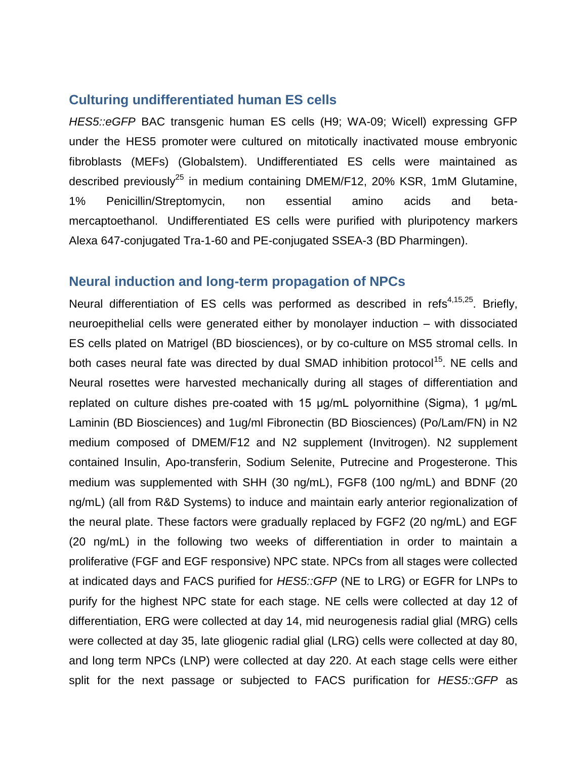## Culturing undifferentiated human ES cells

*HES5::eGFP* BAC transgenic human ES cells (H9; WA-09; Wicell) expressing GFP under the HES5 promoter were cultured on mitotically inactivated mouse embryonic fibroblasts (MEFs) (Globalstem). Undifferentiated ES cells were maintained as described previously[25] in medium containing DMEM/F12, 20% KSR, 1mM Glutamine, 1% Penicillin/Streptomycin, non essential amino acids and beta-mercaptoethanol. Undifferentiated ES cells were purified with pluripotency markers Alexa 647-conjugated Tra-1-60 and PE-conjugated SSEA-3 (BD Pharmingen).

## Neural induction and long-term propagation of NPCs

Neural differentiation of ES cells was performed as described in refs[4,15,25]. Briefly, neuroepithelial cells were generated either by monolayer induction – with dissociated ES cells plated on Matrigel (BD biosciences), or by co-culture on MS5 stromal cells. In both cases neural fate was directed by dual SMAD inhibition protocol[15]. NE cells and Neural rosettes were harvested mechanically during all stages of differentiation and replated on culture dishes pre-coated with 15 µg/mL polyornithine (Sigma), 1 µg/mL Laminin (BD Biosciences) and 1ug/ml Fibronectin (BD Biosciences) (Po/Lam/FN) in N2 medium composed of DMEM/F12 and N2 supplement (Invitrogen). N2 supplement contained Insulin, Apo-transferin, Sodium Selenite, Putrecine and Progesterone. This medium was supplemented with SHH (30 ng/mL), FGF8 (100 ng/mL) and BDNF (20 ng/mL) (all from R&D Systems) to induce and maintain early anterior regionalization of the neural plate. These factors were gradually replaced by FGF2 (20 ng/mL) and EGF (20 ng/mL) in the following two weeks of differentiation in order to maintain a proliferative (FGF and EGF responsive) NPC state. NPCs from all stages were collected at indicated days and FACS purified for *HES5::GFP* (NE to LRG) or EGFR for LNPs to purify for the highest NPC state for each stage. NE cells were collected at day 12 of differentiation, ERG were collected at day 14, mid neurogenesis radial glial (MRG) cells were collected at day 35, late gliogenic radial glial (LRG) cells were collected at day 80, and long term NPCs (LNP) were collected at day 220. At each stage cells were either split for the next passage or subjected to FACS purification for *HES5::GFP* as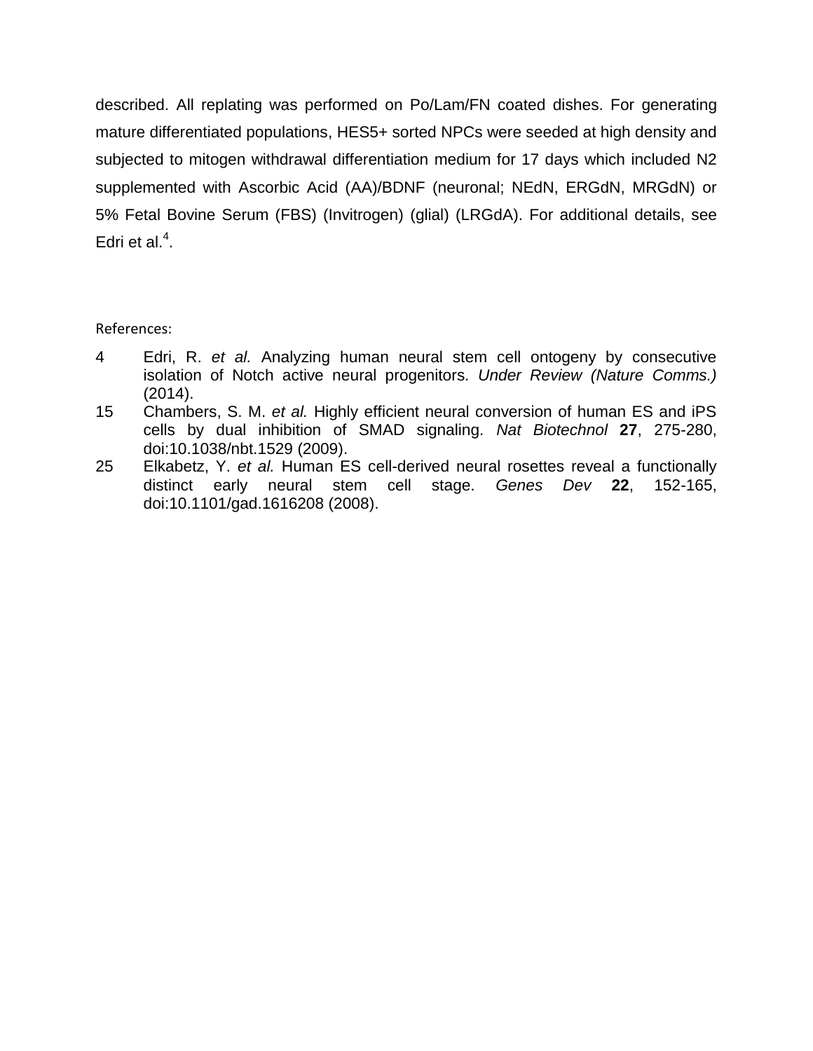described. All replating was performed on Po/Lam/FN coated dishes. For generating mature differentiated populations, HES5+ sorted NPCs were seeded at high density and subjected to mitogen withdrawal differentiation medium for 17 days which included N2 supplemented with Ascorbic Acid (AA)/BDNF (neuronal; NEdN, ERGdN, MRGdN) or 5% Fetal Bovine Serum (FBS) (Invitrogen) (glial) (LRGdA). For additional details, see Edri et al.[4].

References:

4 Edri, R. *et al.* Analyzing human neural stem cell ontogeny by consecutive isolation of Notch active neural progenitors. *Under Review (Nature Comms.)* (2014).

15 Chambers, S. M. *et al.* Highly efficient neural conversion of human ES and iPS cells by dual inhibition of SMAD signaling. *Nat Biotechnol* **27**, 275-280, doi:10.1038/nbt.1529 (2009).

25 Elkabetz, Y. *et al.* Human ES cell-derived neural rosettes reveal a functionally distinct early neural stem cell stage. *Genes Dev* **22**, 152-165, doi:10.1101/gad.1616208 (2008).